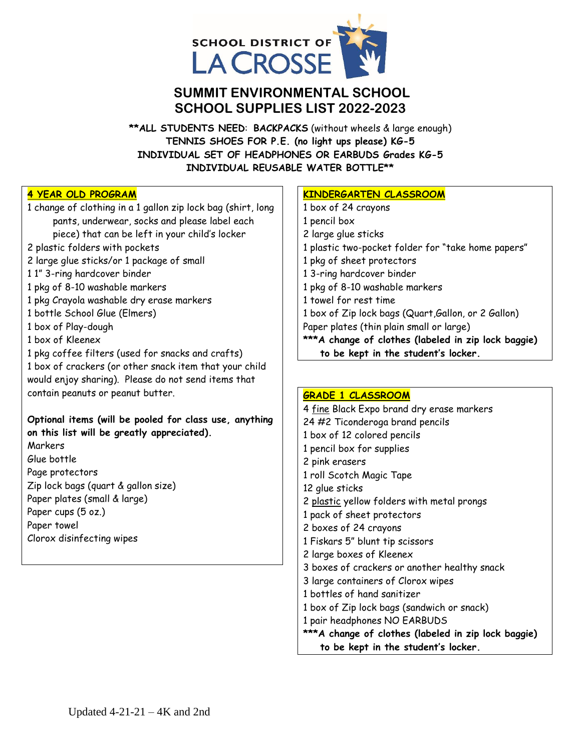SCHOOL DISTRICT OF LA CROSSE

# SUMMIT ENVIRONMENTAL SCHOOL
# SCHOOL SUPPLIES LIST 2022-2023

**\*\*ALL STUDENTS NEED: BACKPACKS** (without wheels & large enough)
**TENNIS SHOES FOR P.E. (no light ups please) KG-5**
**INDIVIDUAL SET OF HEADPHONES OR EARBUDS Grades KG-5**
**INDIVIDUAL REUSABLE WATER BOTTLE\*\***

## 4 YEAR OLD PROGRAM

1 change of clothing in a 1 gallon zip lock bag (shirt, long pants, underwear, socks and please label each piece) that can be left in your child's locker
2 plastic folders with pockets
2 large glue sticks/or 1 package of small
1 1" 3-ring hardcover binder
1 pkg of 8-10 washable markers
1 pkg Crayola washable dry erase markers
1 bottle School Glue (Elmers)
1 box of Play-dough
1 box of Kleenex
1 pkg coffee filters (used for snacks and crafts)
1 box of crackers (or other snack item that your child would enjoy sharing). Please do not send items that contain peanuts or peanut butter.

**Optional items (will be pooled for class use, anything on this list will be greatly appreciated).**
Markers
Glue bottle
Page protectors
Zip lock bags (quart & gallon size)
Paper plates (small & large)
Paper cups (5 oz.)
Paper towel
Clorox disinfecting wipes

## KINDERGARTEN CLASSROOM

1 box of 24 crayons
1 pencil box
2 large glue sticks
1 plastic two-pocket folder for "take home papers"
1 pkg of sheet protectors
1 3-ring hardcover binder
1 pkg of 8-10 washable markers
1 towel for rest time
1 box of Zip lock bags (Quart,Gallon, or 2 Gallon)
Paper plates (thin plain small or large)
**\*\*\*A change of clothes (labeled in zip lock baggie) to be kept in the student's locker.**

## GRADE 1 CLASSROOM

4 fine Black Expo brand dry erase markers
24 #2 Ticonderoga brand pencils
1 box of 12 colored pencils
1 pencil box for supplies
2 pink erasers
1 roll Scotch Magic Tape
12 glue sticks
2 plastic yellow folders with metal prongs
1 pack of sheet protectors
2 boxes of 24 crayons
1 Fiskars 5" blunt tip scissors
2 large boxes of Kleenex
3 boxes of crackers or another healthy snack
3 large containers of Clorox wipes
1 bottles of hand sanitizer
1 box of Zip lock bags (sandwich or snack)
1 pair headphones NO EARBUDS
**\*\*\*A change of clothes (labeled in zip lock baggie) to be kept in the student's locker.**

Updated 4-21-21 – 4K and 2nd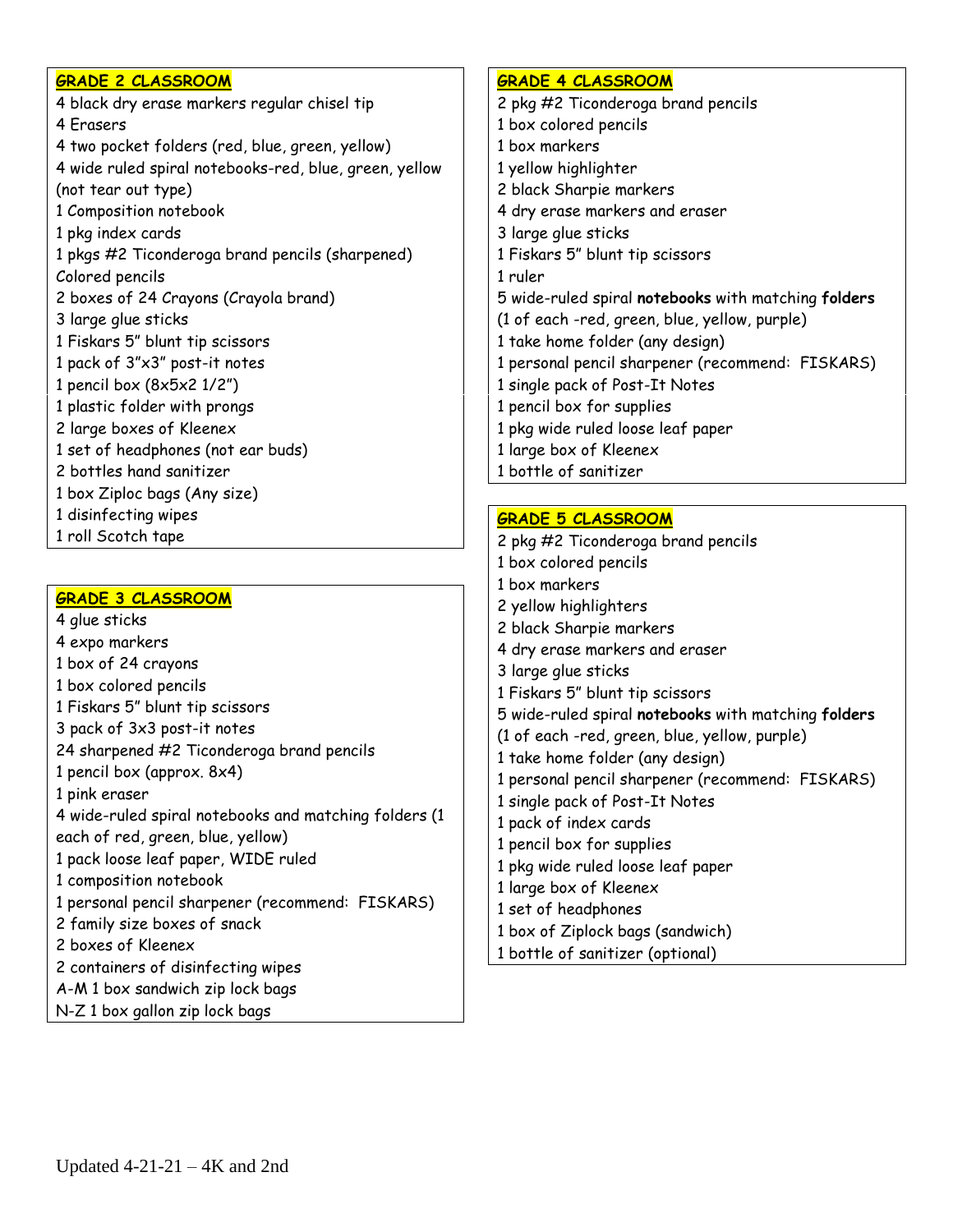**GRADE 2 CLASSROOM**

4 black dry erase markers regular chisel tip
4 Erasers
4 two pocket folders (red, blue, green, yellow)
4 wide ruled spiral notebooks-red, blue, green, yellow (not tear out type)
1 Composition notebook
1 pkg index cards
1 pkgs #2 Ticonderoga brand pencils (sharpened)
Colored pencils
2 boxes of 24 Crayons (Crayola brand)
3 large glue sticks
1 Fiskars 5" blunt tip scissors
1 pack of 3"x3" post-it notes
1 pencil box (8x5x2 1/2")
1 plastic folder with prongs
2 large boxes of Kleenex
1 set of headphones (not ear buds)
2 bottles hand sanitizer
1 box Ziploc bags (Any size)
1 disinfecting wipes
1 roll Scotch tape

**GRADE 3 CLASSROOM**

4 glue sticks
4 expo markers
1 box of 24 crayons
1 box colored pencils
1 Fiskars 5" blunt tip scissors
3 pack of 3x3 post-it notes
24 sharpened #2 Ticonderoga brand pencils
1 pencil box (approx. 8x4)
1 pink eraser
4 wide-ruled spiral notebooks and matching folders (1 each of red, green, blue, yellow)
1 pack loose leaf paper, WIDE ruled
1 composition notebook
1 personal pencil sharpener (recommend: FISKARS)
2 family size boxes of snack
2 boxes of Kleenex
2 containers of disinfecting wipes
A-M 1 box sandwich zip lock bags
N-Z 1 box gallon zip lock bags

**GRADE 4 CLASSROOM**

2 pkg #2 Ticonderoga brand pencils
1 box colored pencils
1 box markers
1 yellow highlighter
2 black Sharpie markers
4 dry erase markers and eraser
3 large glue sticks
1 Fiskars 5" blunt tip scissors
1 ruler
5 wide-ruled spiral **notebooks** with matching **folders** (1 of each -red, green, blue, yellow, purple)
1 take home folder (any design)
1 personal pencil sharpener (recommend: FISKARS)
1 single pack of Post-It Notes
1 pencil box for supplies
1 pkg wide ruled loose leaf paper
1 large box of Kleenex
1 bottle of sanitizer

**GRADE 5 CLASSROOM**

2 pkg #2 Ticonderoga brand pencils
1 box colored pencils
1 box markers
2 yellow highlighters
2 black Sharpie markers
4 dry erase markers and eraser
3 large glue sticks
1 Fiskars 5" blunt tip scissors
5 wide-ruled spiral **notebooks** with matching **folders** (1 of each -red, green, blue, yellow, purple)
1 take home folder (any design)
1 personal pencil sharpener (recommend: FISKARS)
1 single pack of Post-It Notes
1 pack of index cards
1 pencil box for supplies
1 pkg wide ruled loose leaf paper
1 large box of Kleenex
1 set of headphones
1 box of Ziplock bags (sandwich)
1 bottle of sanitizer (optional)

Updated 4-21-21 – 4K and 2nd